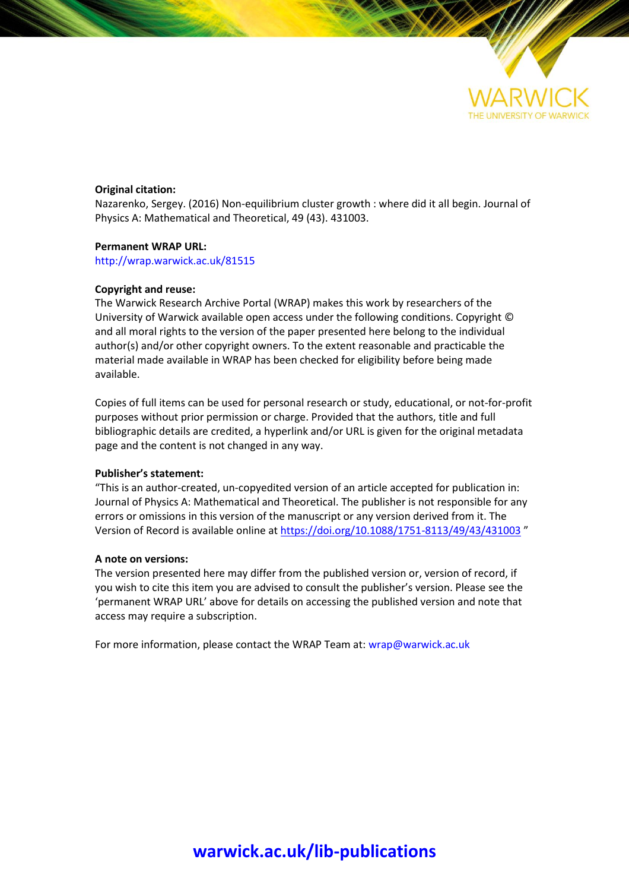WARWICK
THE UNIVERSITY OF WARWICK

**Original citation:**
Nazarenko, Sergey. (2016) Non-equilibrium cluster growth : where did it all begin. Journal of Physics A: Mathematical and Theoretical, 49 (43). 431003.

**Permanent WRAP URL:**
http://wrap.warwick.ac.uk/81515

**Copyright and reuse:**
The Warwick Research Archive Portal (WRAP) makes this work by researchers of the University of Warwick available open access under the following conditions. Copyright © and all moral rights to the version of the paper presented here belong to the individual author(s) and/or other copyright owners. To the extent reasonable and practicable the material made available in WRAP has been checked for eligibility before being made available.

Copies of full items can be used for personal research or study, educational, or not-for-profit purposes without prior permission or charge. Provided that the authors, title and full bibliographic details are credited, a hyperlink and/or URL is given for the original metadata page and the content is not changed in any way.

**Publisher's statement:**
"This is an author-created, un-copyedited version of an article accepted for publication in: Journal of Physics A: Mathematical and Theoretical. The publisher is not responsible for any errors or omissions in this version of the manuscript or any version derived from it. The Version of Record is available online at https://doi.org/10.1088/1751-8113/49/43/431003 "

**A note on versions:**
The version presented here may differ from the published version or, version of record, if you wish to cite this item you are advised to consult the publisher's version. Please see the 'permanent WRAP URL' above for details on accessing the published version and note that access may require a subscription.

For more information, please contact the WRAP Team at: wrap@warwick.ac.uk

**warwick.ac.uk/lib-publications**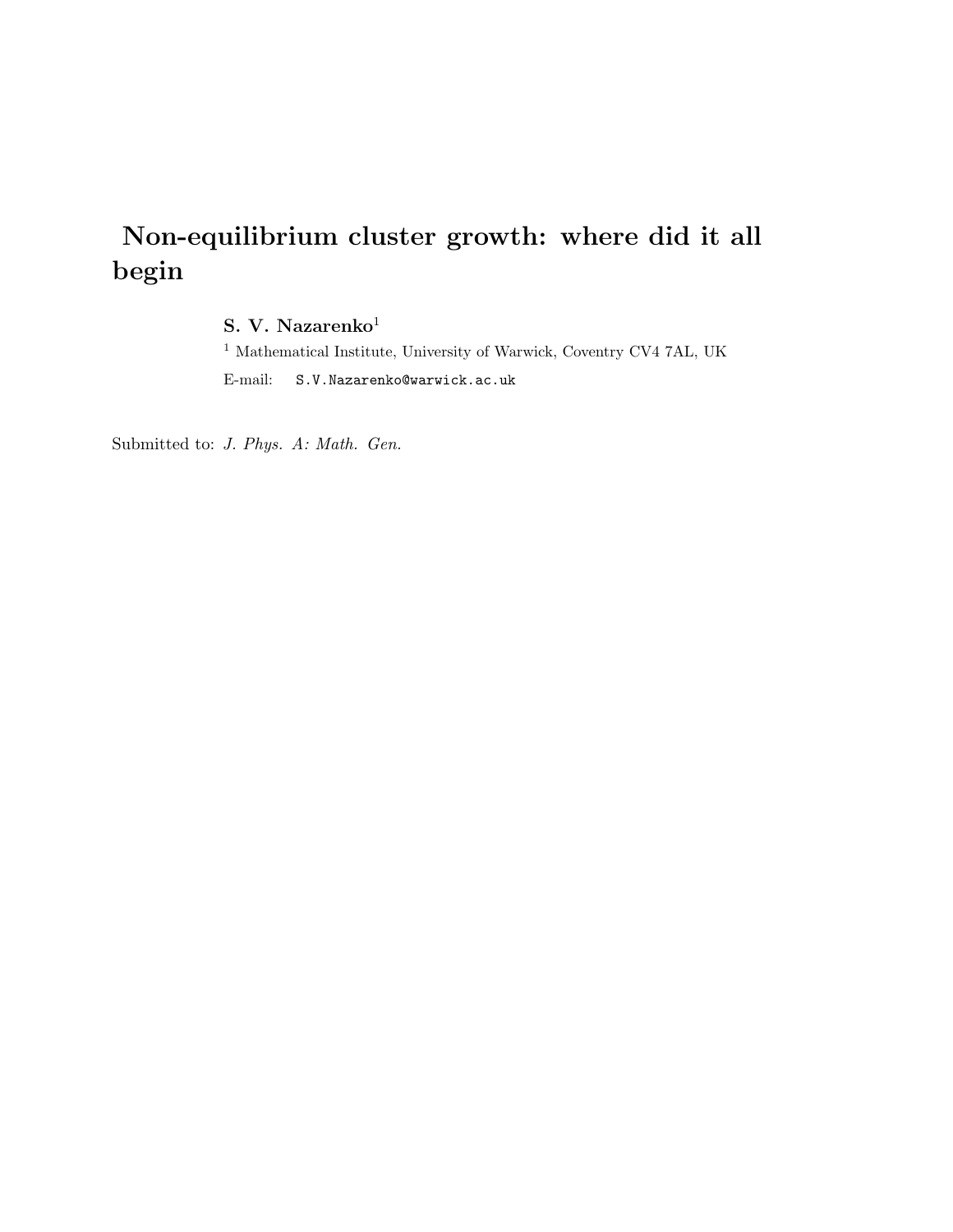# Non-equilibrium cluster growth: where did it all begin

**S. V. Nazarenko**[1]

[1] Mathematical Institute, University of Warwick, Coventry CV4 7AL, UK

E-mail: `S.V.Nazarenko@warwick.ac.uk`

Submitted to: *J. Phys. A: Math. Gen.*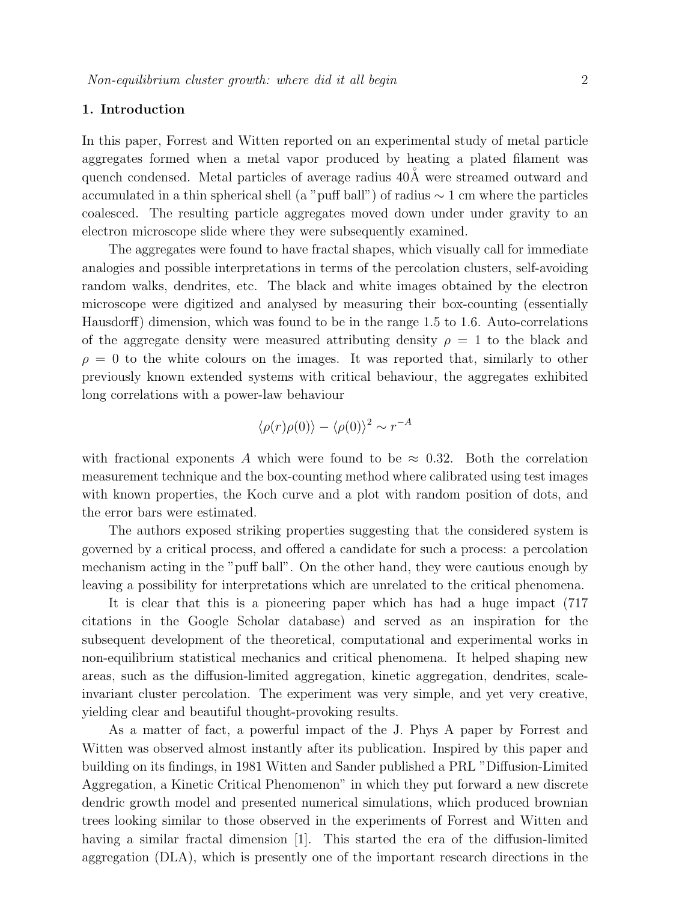## 1. Introduction

In this paper, Forrest and Witten reported on an experimental study of metal particle aggregates formed when a metal vapor produced by heating a plated filament was quench condensed. Metal particles of average radius 40Å were streamed outward and accumulated in a thin spherical shell (a "puff ball") of radius $\sim 1$ cm where the particles coalesced. The resulting particle aggregates moved down under under gravity to an electron microscope slide where they were subsequently examined.

The aggregates were found to have fractal shapes, which visually call for immediate analogies and possible interpretations in terms of the percolation clusters, self-avoiding random walks, dendrites, etc. The black and white images obtained by the electron microscope were digitized and analysed by measuring their box-counting (essentially Hausdorff) dimension, which was found to be in the range 1.5 to 1.6. Auto-correlations of the aggregate density were measured attributing density $\rho = 1$ to the black and $\rho = 0$ to the white colours on the images. It was reported that, similarly to other previously known extended systems with critical behaviour, the aggregates exhibited long correlations with a power-law behaviour

$$\langle \rho(r)\rho(0)\rangle - \langle \rho(0)\rangle^2 \sim r^{-A}$$

with fractional exponents $A$ which were found to be $\approx 0.32$. Both the correlation measurement technique and the box-counting method where calibrated using test images with known properties, the Koch curve and a plot with random position of dots, and the error bars were estimated.

The authors exposed striking properties suggesting that the considered system is governed by a critical process, and offered a candidate for such a process: a percolation mechanism acting in the "puff ball". On the other hand, they were cautious enough by leaving a possibility for interpretations which are unrelated to the critical phenomena.

It is clear that this is a pioneering paper which has had a huge impact (717 citations in the Google Scholar database) and served as an inspiration for the subsequent development of the theoretical, computational and experimental works in non-equilibrium statistical mechanics and critical phenomena. It helped shaping new areas, such as the diffusion-limited aggregation, kinetic aggregation, dendrites, scale-invariant cluster percolation. The experiment was very simple, and yet very creative, yielding clear and beautiful thought-provoking results.

As a matter of fact, a powerful impact of the J. Phys A paper by Forrest and Witten was observed almost instantly after its publication. Inspired by this paper and building on its findings, in 1981 Witten and Sander published a PRL "Diffusion-Limited Aggregation, a Kinetic Critical Phenomenon" in which they put forward a new discrete dendric growth model and presented numerical simulations, which produced brownian trees looking similar to those observed in the experiments of Forrest and Witten and having a similar fractal dimension [1]. This started the era of the diffusion-limited aggregation (DLA), which is presently one of the important research directions in the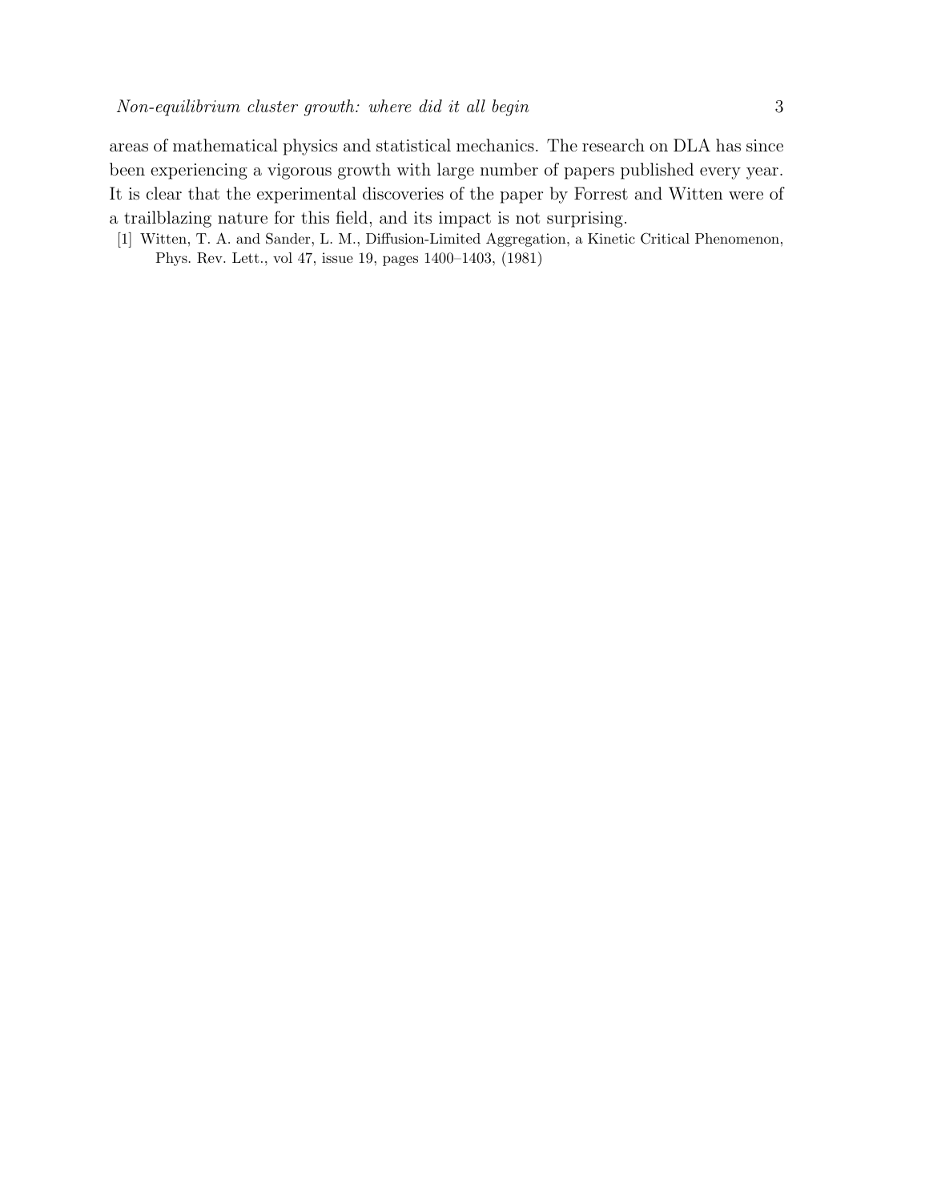areas of mathematical physics and statistical mechanics. The research on DLA has since been experiencing a vigorous growth with large number of papers published every year. It is clear that the experimental discoveries of the paper by Forrest and Witten were of a trailblazing nature for this field, and its impact is not surprising.

[1] Witten, T. A. and Sander, L. M., Diffusion-Limited Aggregation, a Kinetic Critical Phenomenon, Phys. Rev. Lett., vol 47, issue 19, pages 1400–1403, (1981)